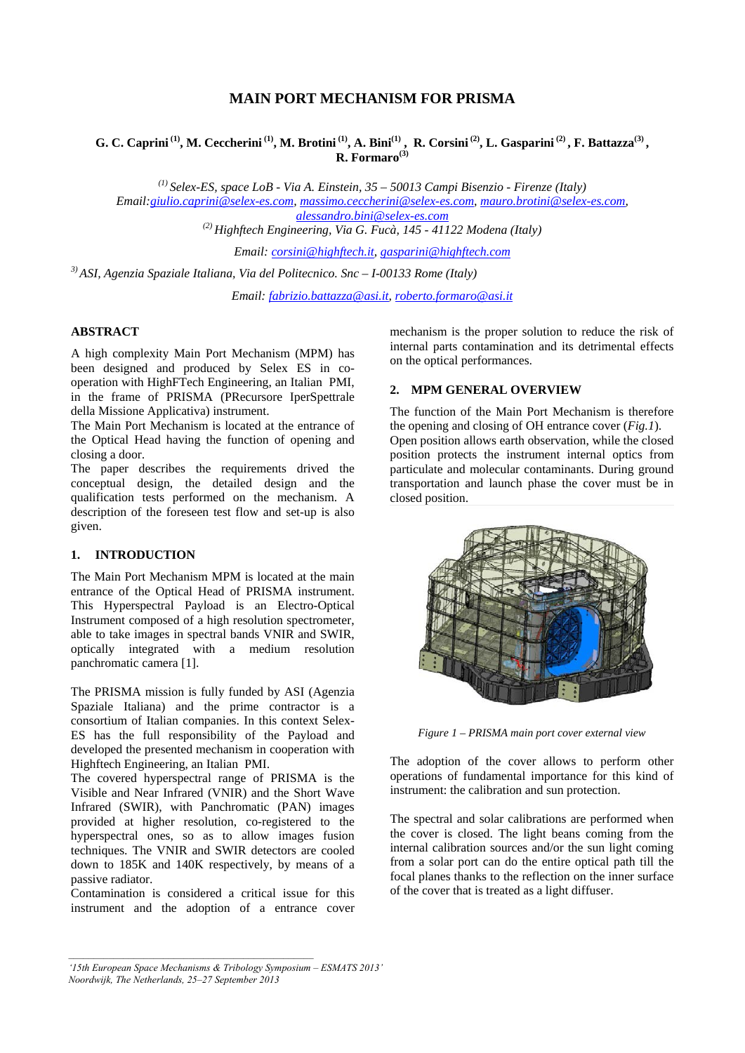# MAIN PORT MECHANISM FOR PRISMA

**G. C. Caprini [(1)], M. Ceccherini [(1)], M. Brotini [(1)], A. Bini[(1)], R. Corsini [(2)], L. Gasparini [(2)], F. Battazza[(3)], R. Formaro[(3)]**

*[(1)] Selex-ES, space LoB - Via A. Einstein, 35 – 50013 Campi Bisenzio - Firenze (Italy)*
*Email: giulio.caprini@selex-es.com, massimo.ceccherini@selex-es.com, mauro.brotini@selex-es.com, alessandro.bini@selex-es.com*
*[(2)] Highftech Engineering, Via G. Fucà, 145 - 41122 Modena (Italy)*

*Email: corsini@highftech.it, gasparini@highftech.com*

*[3)] ASI, Agenzia Spaziale Italiana, Via del Politecnico. Snc – I-00133 Rome (Italy)*

*Email: fabrizio.battazza@asi.it, roberto.formaro@asi.it*

## ABSTRACT

A high complexity Main Port Mechanism (MPM) has been designed and produced by Selex ES in co-operation with HighFTech Engineering, an Italian PMI, in the frame of PRISMA (PRecursore IperSpettrale della Missione Applicativa) instrument.
The Main Port Mechanism is located at the entrance of the Optical Head having the function of opening and closing a door.
The paper describes the requirements drived the conceptual design, the detailed design and the qualification tests performed on the mechanism. A description of the foreseen test flow and set-up is also given.

## 1. INTRODUCTION

The Main Port Mechanism MPM is located at the main entrance of the Optical Head of PRISMA instrument. This Hyperspectral Payload is an Electro-Optical Instrument composed of a high resolution spectrometer, able to take images in spectral bands VNIR and SWIR, optically integrated with a medium resolution panchromatic camera [1].

The PRISMA mission is fully funded by ASI (Agenzia Spaziale Italiana) and the prime contractor is a consortium of Italian companies. In this context Selex-ES has the full responsibility of the Payload and developed the presented mechanism in cooperation with Highftech Engineering, an Italian PMI.
The covered hyperspectral range of PRISMA is the Visible and Near Infrared (VNIR) and the Short Wave Infrared (SWIR), with Panchromatic (PAN) images provided at higher resolution, co-registered to the hyperspectral ones, so as to allow images fusion techniques. The VNIR and SWIR detectors are cooled down to 185K and 140K respectively, by means of a passive radiator.
Contamination is considered a critical issue for this instrument and the adoption of a entrance cover mechanism is the proper solution to reduce the risk of internal parts contamination and its detrimental effects on the optical performances.

## 2. MPM GENERAL OVERVIEW

The function of the Main Port Mechanism is therefore the opening and closing of OH entrance cover (*Fig.1*).
Open position allows earth observation, while the closed position protects the instrument internal optics from particulate and molecular contaminants. During ground transportation and launch phase the cover must be in closed position.

*Figure 1 – PRISMA main port cover external view*

The adoption of the cover allows to perform other operations of fundamental importance for this kind of instrument: the calibration and sun protection.

The spectral and solar calibrations are performed when the cover is closed. The light beans coming from the internal calibration sources and/or the sun light coming from a solar port can do the entire optical path till the focal planes thanks to the reflection on the inner surface of the cover that is treated as a light diffuser.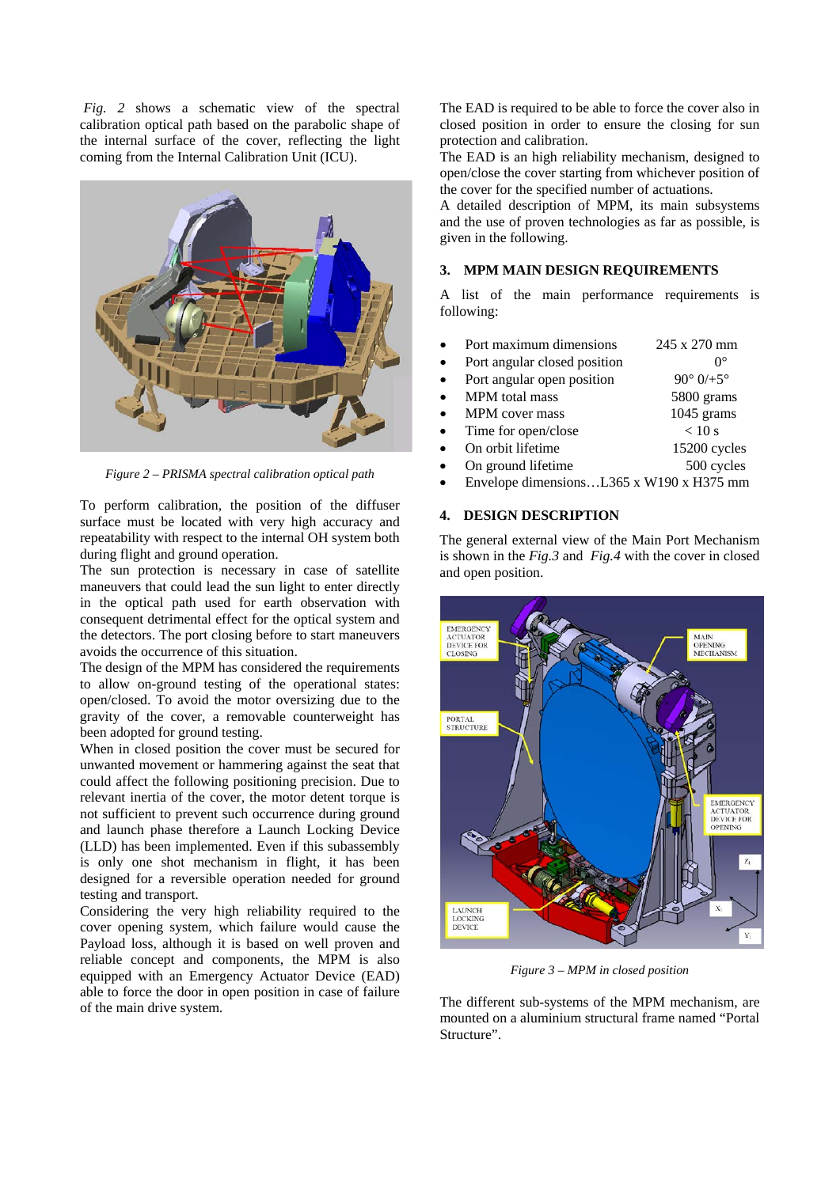*Fig. 2* shows a schematic view of the spectral calibration optical path based on the parabolic shape of the internal surface of the cover, reflecting the light coming from the Internal Calibration Unit (ICU).

*Figure 2 – PRISMA spectral calibration optical path*

To perform calibration, the position of the diffuser surface must be located with very high accuracy and repeatability with respect to the internal OH system both during flight and ground operation.
The sun protection is necessary in case of satellite maneuvers that could lead the sun light to enter directly in the optical path used for earth observation with consequent detrimental effect for the optical system and the detectors. The port closing before to start maneuvers avoids the occurrence of this situation.
The design of the MPM has considered the requirements to allow on-ground testing of the operational states: open/closed. To avoid the motor oversizing due to the gravity of the cover, a removable counterweight has been adopted for ground testing.
When in closed position the cover must be secured for unwanted movement or hammering against the seat that could affect the following positioning precision. Due to relevant inertia of the cover, the motor detent torque is not sufficient to prevent such occurrence during ground and launch phase therefore a Launch Locking Device (LLD) has been implemented. Even if this subassembly is only one shot mechanism in flight, it has been designed for a reversible operation needed for ground testing and transport.
Considering the very high reliability required to the cover opening system, which failure would cause the Payload loss, although it is based on well proven and reliable concept and components, the MPM is also equipped with an Emergency Actuator Device (EAD) able to force the door in open position in case of failure of the main drive system.

The EAD is required to be able to force the cover also in closed position in order to ensure the closing for sun protection and calibration.
The EAD is an high reliability mechanism, designed to open/close the cover starting from whichever position of the cover for the specified number of actuations.
A detailed description of MPM, its main subsystems and the use of proven technologies as far as possible, is given in the following.

## 3. MPM MAIN DESIGN REQUIREMENTS

A list of the main performance requirements is following:

- Port maximum dimensions 245 x 270 mm
- Port angular closed position 0°
- Port angular open position 90° 0/+5°
- MPM total mass 5800 grams
- MPM cover mass 1045 grams
- Time for open/close < 10 s
- On orbit lifetime 15200 cycles
- On ground lifetime 500 cycles
- Envelope dimensions…L365 x W190 x H375 mm

## 4. DESIGN DESCRIPTION

The general external view of the Main Port Mechanism is shown in the *Fig.3* and *Fig.4* with the cover in closed and open position.

*Figure 3 – MPM in closed position*

The different sub-systems of the MPM mechanism, are mounted on a aluminium structural frame named "Portal Structure".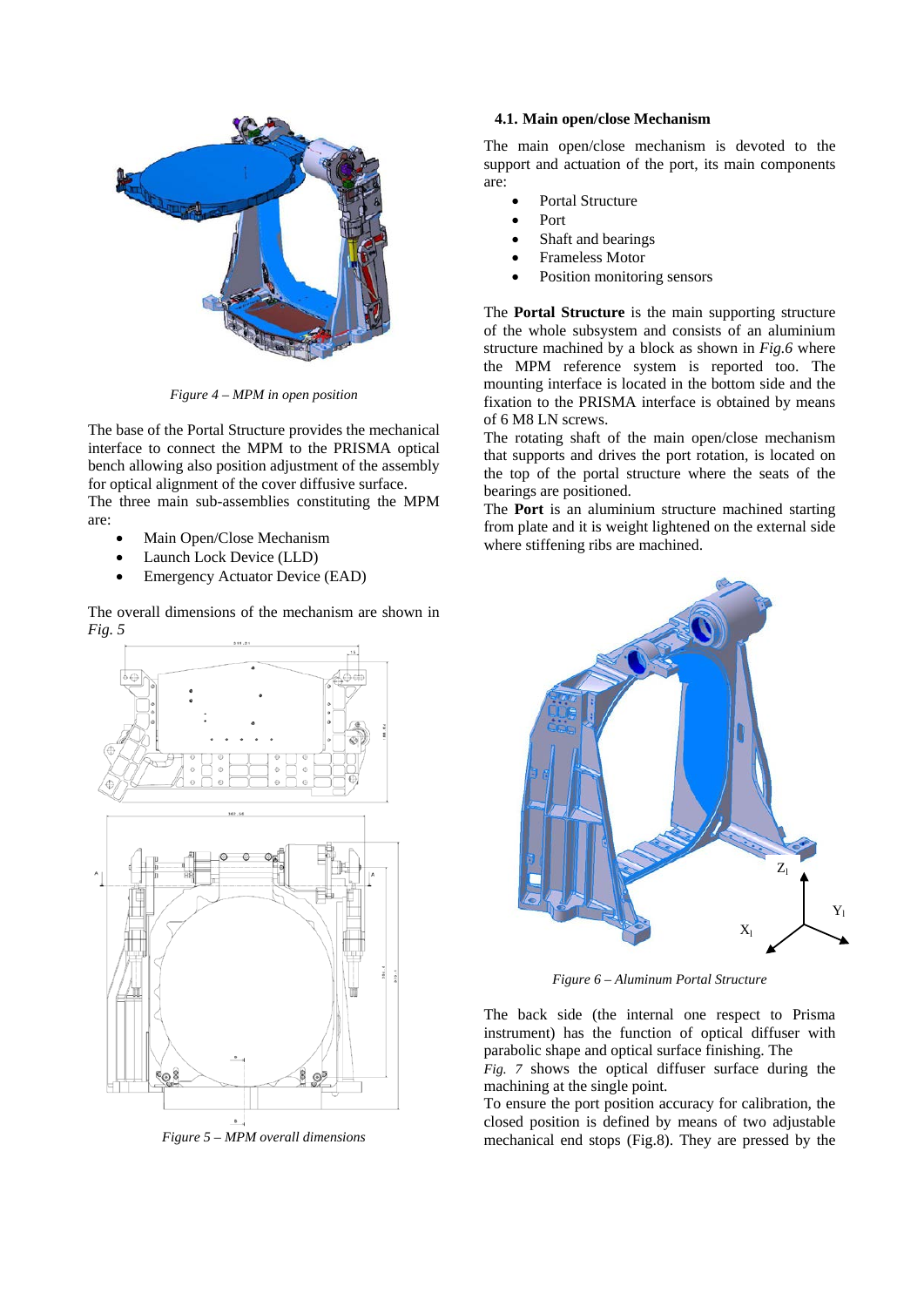Figure 4 – MPM in open position

The base of the Portal Structure provides the mechanical interface to connect the MPM to the PRISMA optical bench allowing also position adjustment of the assembly for optical alignment of the cover diffusive surface.
The three main sub-assemblies constituting the MPM are:

- Main Open/Close Mechanism
- Launch Lock Device (LLD)
- Emergency Actuator Device (EAD)

The overall dimensions of the mechanism are shown in *Fig. 5*

Figure 5 – MPM overall dimensions

### 4.1. Main open/close Mechanism

The main open/close mechanism is devoted to the support and actuation of the port, its main components are:

- Portal Structure
- Port
- Shaft and bearings
- Frameless Motor
- Position monitoring sensors

The **Portal Structure** is the main supporting structure of the whole subsystem and consists of an aluminium structure machined by a block as shown in *Fig.6* where the MPM reference system is reported too. The mounting interface is located in the bottom side and the fixation to the PRISMA interface is obtained by means of 6 M8 LN screws.
The rotating shaft of the main open/close mechanism that supports and drives the port rotation, is located on the top of the portal structure where the seats of the bearings are positioned.
The **Port** is an aluminium structure machined starting from plate and it is weight lightened on the external side where stiffening ribs are machined.

Figure 6 – Aluminum Portal Structure

The back side (the internal one respect to Prisma instrument) has the function of optical diffuser with parabolic shape and optical surface finishing. The *Fig. 7* shows the optical diffuser surface during the machining at the single point.
To ensure the port position accuracy for calibration, the closed position is defined by means of two adjustable mechanical end stops (Fig.8). They are pressed by the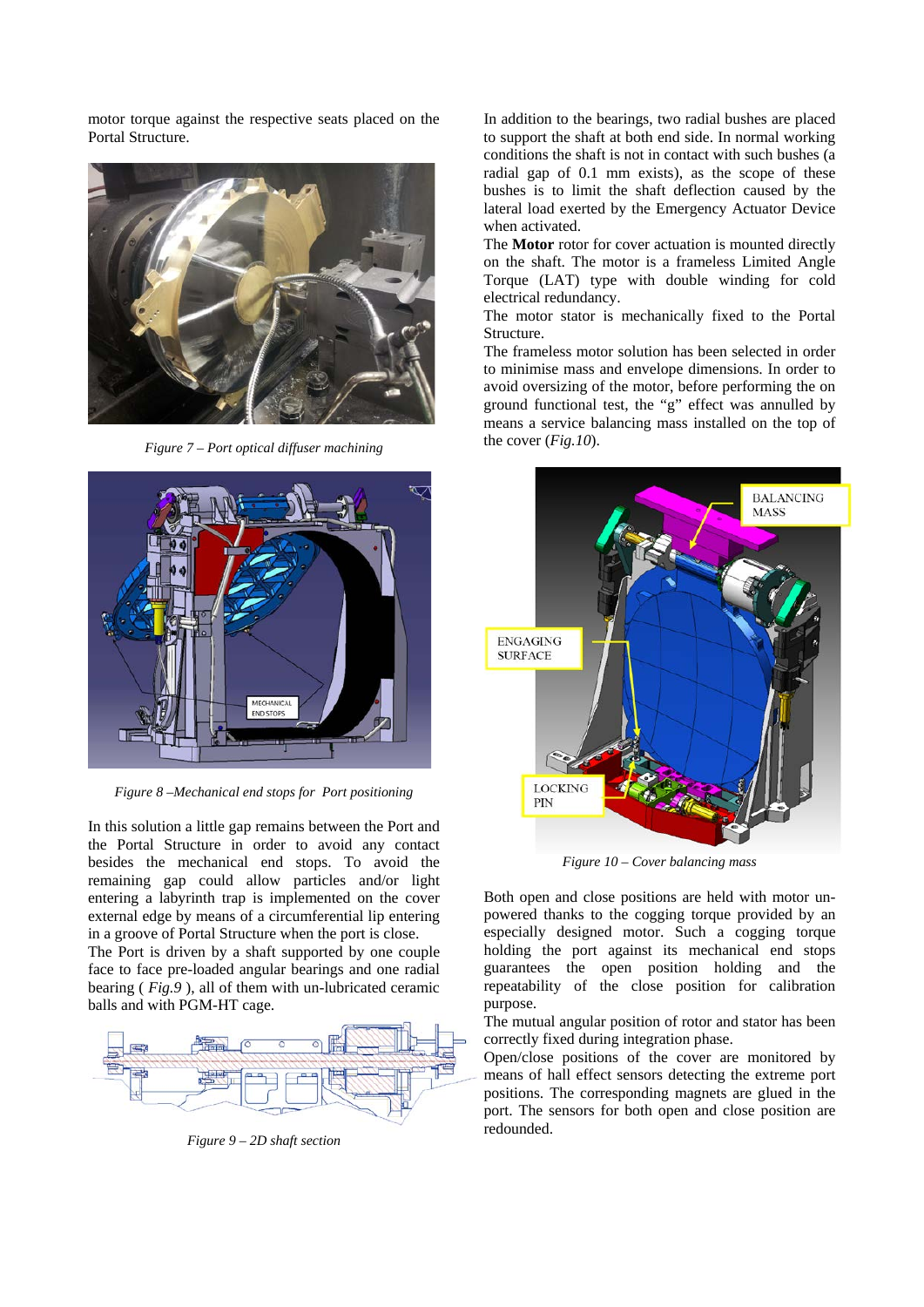motor torque against the respective seats placed on the Portal Structure.

*Figure 7 – Port optical diffuser machining*

*Figure 8 –Mechanical end stops for Port positioning*

In this solution a little gap remains between the Port and the Portal Structure in order to avoid any contact besides the mechanical end stops. To avoid the remaining gap could allow particles and/or light entering a labyrinth trap is implemented on the cover external edge by means of a circumferential lip entering in a groove of Portal Structure when the port is close.

The Port is driven by a shaft supported by one couple face to face pre-loaded angular bearings and one radial bearing ( *Fig.9* ), all of them with un-lubricated ceramic balls and with PGM-HT cage.

*Figure 9 – 2D shaft section*

In addition to the bearings, two radial bushes are placed to support the shaft at both end side. In normal working conditions the shaft is not in contact with such bushes (a radial gap of 0.1 mm exists), as the scope of these bushes is to limit the shaft deflection caused by the lateral load exerted by the Emergency Actuator Device when activated.

The **Motor** rotor for cover actuation is mounted directly on the shaft. The motor is a frameless Limited Angle Torque (LAT) type with double winding for cold electrical redundancy.

The motor stator is mechanically fixed to the Portal Structure.

The frameless motor solution has been selected in order to minimise mass and envelope dimensions. In order to avoid oversizing of the motor, before performing the on ground functional test, the "g" effect was annulled by means a service balancing mass installed on the top of the cover (*Fig.10*).

*Figure 10 – Cover balancing mass*

Both open and close positions are held with motor un-powered thanks to the cogging torque provided by an especially designed motor. Such a cogging torque holding the port against its mechanical end stops guarantees the open position holding and the repeatability of the close position for calibration purpose.

The mutual angular position of rotor and stator has been correctly fixed during integration phase.

Open/close positions of the cover are monitored by means of hall effect sensors detecting the extreme port positions. The corresponding magnets are glued in the port. The sensors for both open and close position are redounded.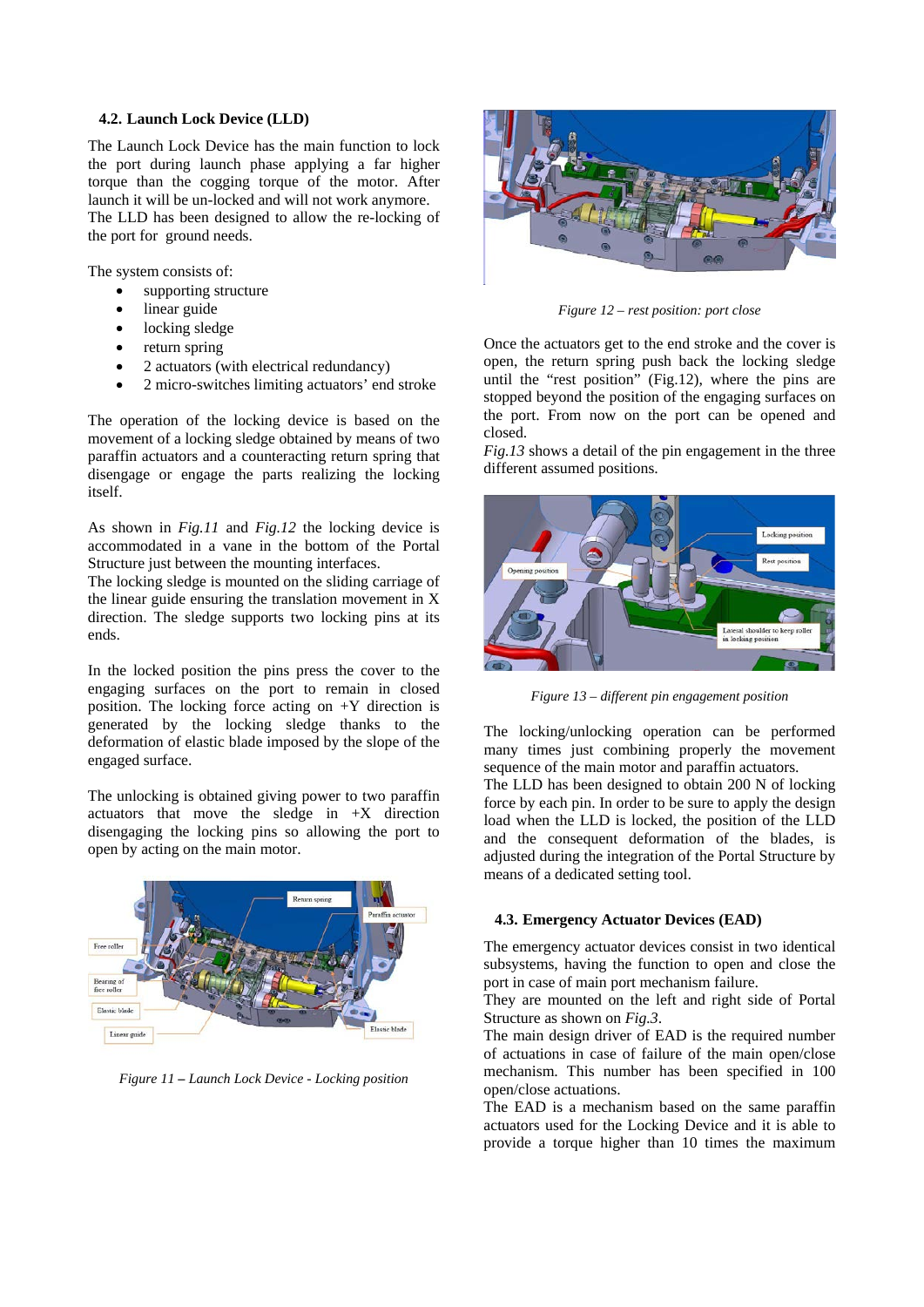### 4.2. Launch Lock Device (LLD)

The Launch Lock Device has the main function to lock the port during launch phase applying a far higher torque than the cogging torque of the motor. After launch it will be un-locked and will not work anymore. The LLD has been designed to allow the re-locking of the port for ground needs.

The system consists of:

- supporting structure
- linear guide
- locking sledge
- return spring
- 2 actuators (with electrical redundancy)
- 2 micro-switches limiting actuators' end stroke

The operation of the locking device is based on the movement of a locking sledge obtained by means of two paraffin actuators and a counteracting return spring that disengage or engage the parts realizing the locking itself.

As shown in *Fig.11* and *Fig.12* the locking device is accommodated in a vane in the bottom of the Portal Structure just between the mounting interfaces.
The locking sledge is mounted on the sliding carriage of the linear guide ensuring the translation movement in X direction. The sledge supports two locking pins at its ends.

In the locked position the pins press the cover to the engaging surfaces on the port to remain in closed position. The locking force acting on +Y direction is generated by the locking sledge thanks to the deformation of elastic blade imposed by the slope of the engaged surface.

The unlocking is obtained giving power to two paraffin actuators that move the sledge in +X direction disengaging the locking pins so allowing the port to open by acting on the main motor.

*Figure 11 – Launch Lock Device - Locking position*

*Figure 12 – rest position: port close*

Once the actuators get to the end stroke and the cover is open, the return spring push back the locking sledge until the "rest position" (Fig.12), where the pins are stopped beyond the position of the engaging surfaces on the port. From now on the port can be opened and closed.
*Fig.13* shows a detail of the pin engagement in the three different assumed positions.

*Figure 13 – different pin engagement position*

The locking/unlocking operation can be performed many times just combining properly the movement sequence of the main motor and paraffin actuators.
The LLD has been designed to obtain 200 N of locking force by each pin. In order to be sure to apply the design load when the LLD is locked, the position of the LLD and the consequent deformation of the blades, is adjusted during the integration of the Portal Structure by means of a dedicated setting tool.

### 4.3. Emergency Actuator Devices (EAD)

The emergency actuator devices consist in two identical subsystems, having the function to open and close the port in case of main port mechanism failure.
They are mounted on the left and right side of Portal Structure as shown on *Fig.3*.
The main design driver of EAD is the required number of actuations in case of failure of the main open/close mechanism. This number has been specified in 100 open/close actuations.
The EAD is a mechanism based on the same paraffin actuators used for the Locking Device and it is able to provide a torque higher than 10 times the maximum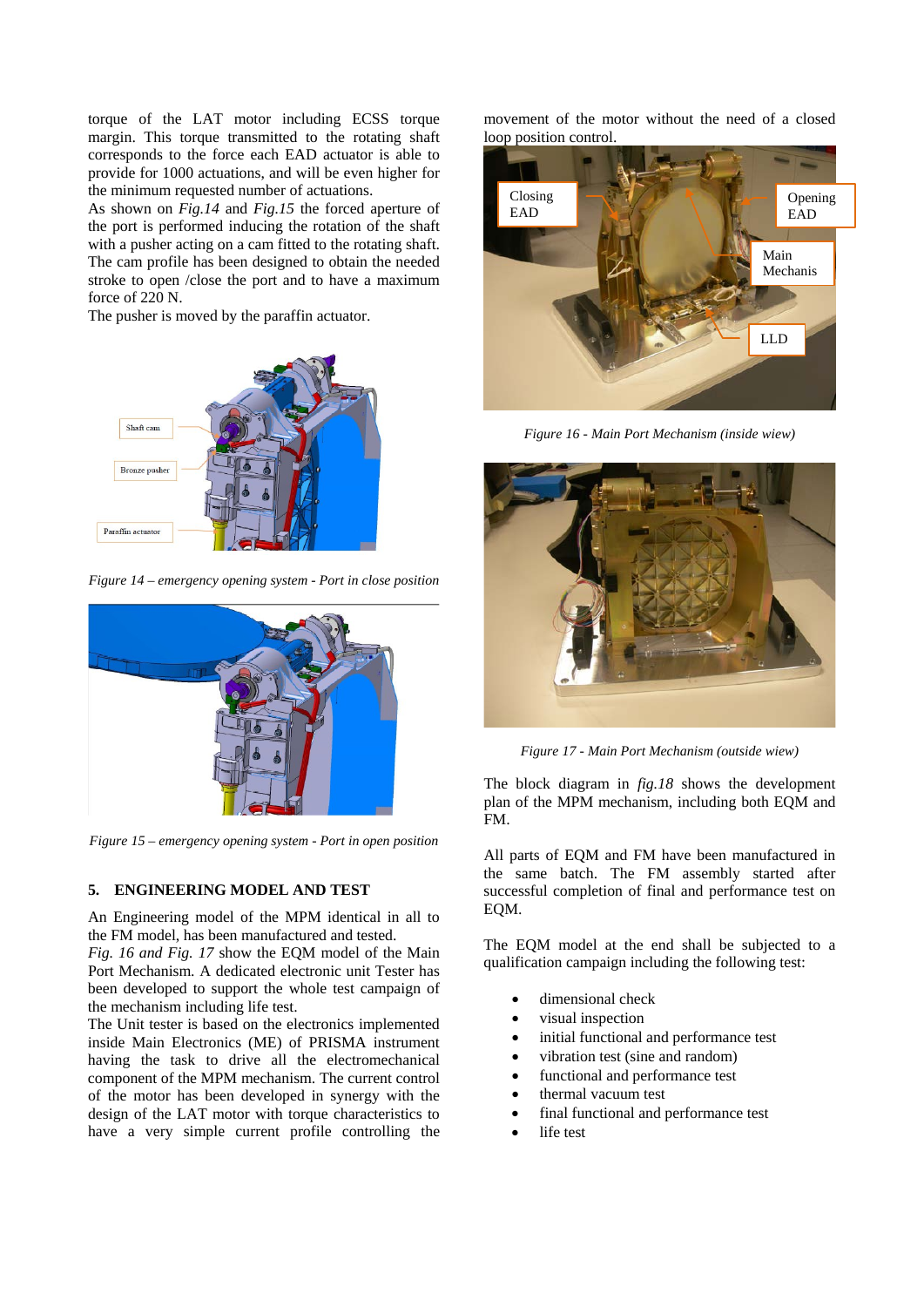torque of the LAT motor including ECSS torque margin. This torque transmitted to the rotating shaft corresponds to the force each EAD actuator is able to provide for 1000 actuations, and will be even higher for the minimum requested number of actuations.

As shown on *Fig.14* and *Fig.15* the forced aperture of the port is performed inducing the rotation of the shaft with a pusher acting on a cam fitted to the rotating shaft. The cam profile has been designed to obtain the needed stroke to open /close the port and to have a maximum force of 220 N.

The pusher is moved by the paraffin actuator.

*Figure 14 – emergency opening system - Port in close position*

*Figure 15 – emergency opening system - Port in open position*

## 5. ENGINEERING MODEL AND TEST

An Engineering model of the MPM identical in all to the FM model, has been manufactured and tested.

*Fig. 16 and Fig. 17* show the EQM model of the Main Port Mechanism. A dedicated electronic unit Tester has been developed to support the whole test campaign of the mechanism including life test.

The Unit tester is based on the electronics implemented inside Main Electronics (ME) of PRISMA instrument having the task to drive all the electromechanical component of the MPM mechanism. The current control of the motor has been developed in synergy with the design of the LAT motor with torque characteristics to have a very simple current profile controlling the movement of the motor without the need of a closed loop position control.

*Figure 16 - Main Port Mechanism (inside wiew)*

*Figure 17 - Main Port Mechanism (outside wiew)*

The block diagram in *fig.18* shows the development plan of the MPM mechanism, including both EQM and FM.

All parts of EQM and FM have been manufactured in the same batch. The FM assembly started after successful completion of final and performance test on EQM.

The EQM model at the end shall be subjected to a qualification campaign including the following test:

- dimensional check
- visual inspection
- initial functional and performance test
- vibration test (sine and random)
- functional and performance test
- thermal vacuum test
- final functional and performance test
- life test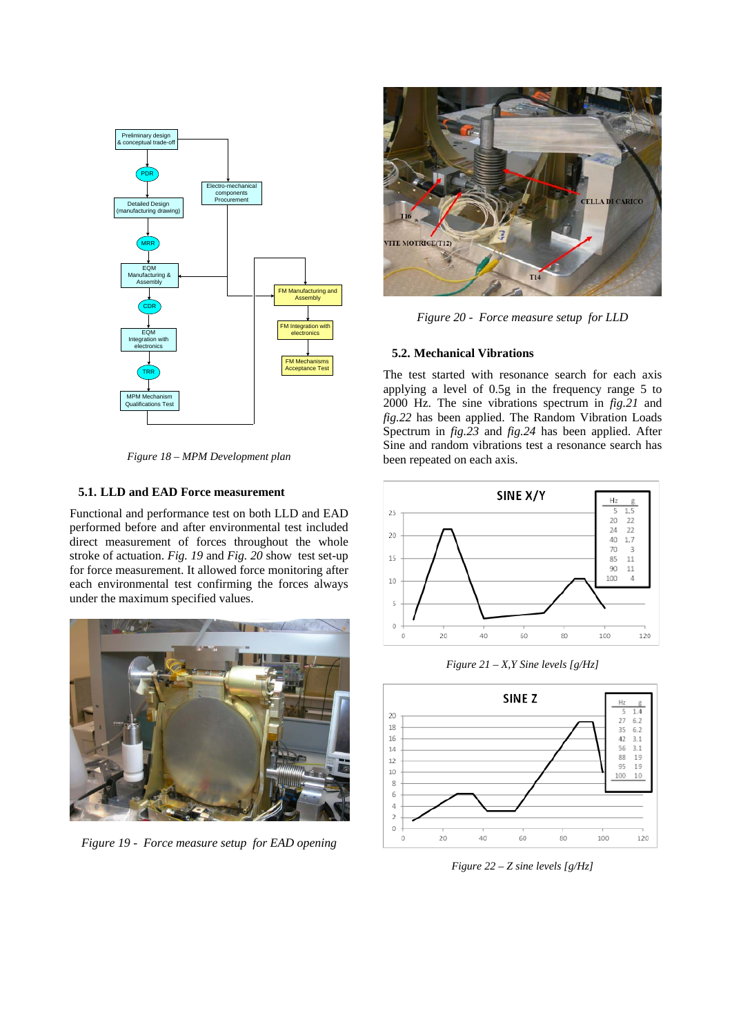Figure 18 – MPM Development plan

### 5.1. LLD and EAD Force measurement

Functional and performance test on both LLD and EAD performed before and after environmental test included direct measurement of forces throughout the whole stroke of actuation. *Fig. 19* and *Fig. 20* show test set-up for force measurement. It allowed force monitoring after each environmental test confirming the forces always under the maximum specified values.

*Figure 19 - Force measure setup for EAD opening*

*Figure 20 - Force measure setup for LLD*

### 5.2. Mechanical Vibrations

The test started with resonance search for each axis applying a level of 0.5g in the frequency range 5 to 2000 Hz. The sine vibrations spectrum in *fig.21* and *fig.22* has been applied. The Random Vibration Loads Spectrum in *fig.23* and *fig.24* has been applied. After Sine and random vibrations test a resonance search has been repeated on each axis.

SINE X/Y

| Hz | g |
|---|---|
| 5 | 1.5 |
| 20 | 22 |
| 24 | 22 |
| 40 | 1.7 |
| 70 | 3 |
| 85 | 11 |
| 90 | 11 |
| 100 | 4 |

*Figure 21 – X,Y Sine levels [g/Hz]*

SINE Z

| Hz | g |
|---|---|
| 5 | 1.4 |
| 27 | 6.2 |
| 35 | 6.2 |
| 42 | 3.1 |
| 56 | 3.1 |
| 88 | 19 |
| 95 | 19 |
| 100 | 10 |

*Figure 22 – Z sine levels [g/Hz]*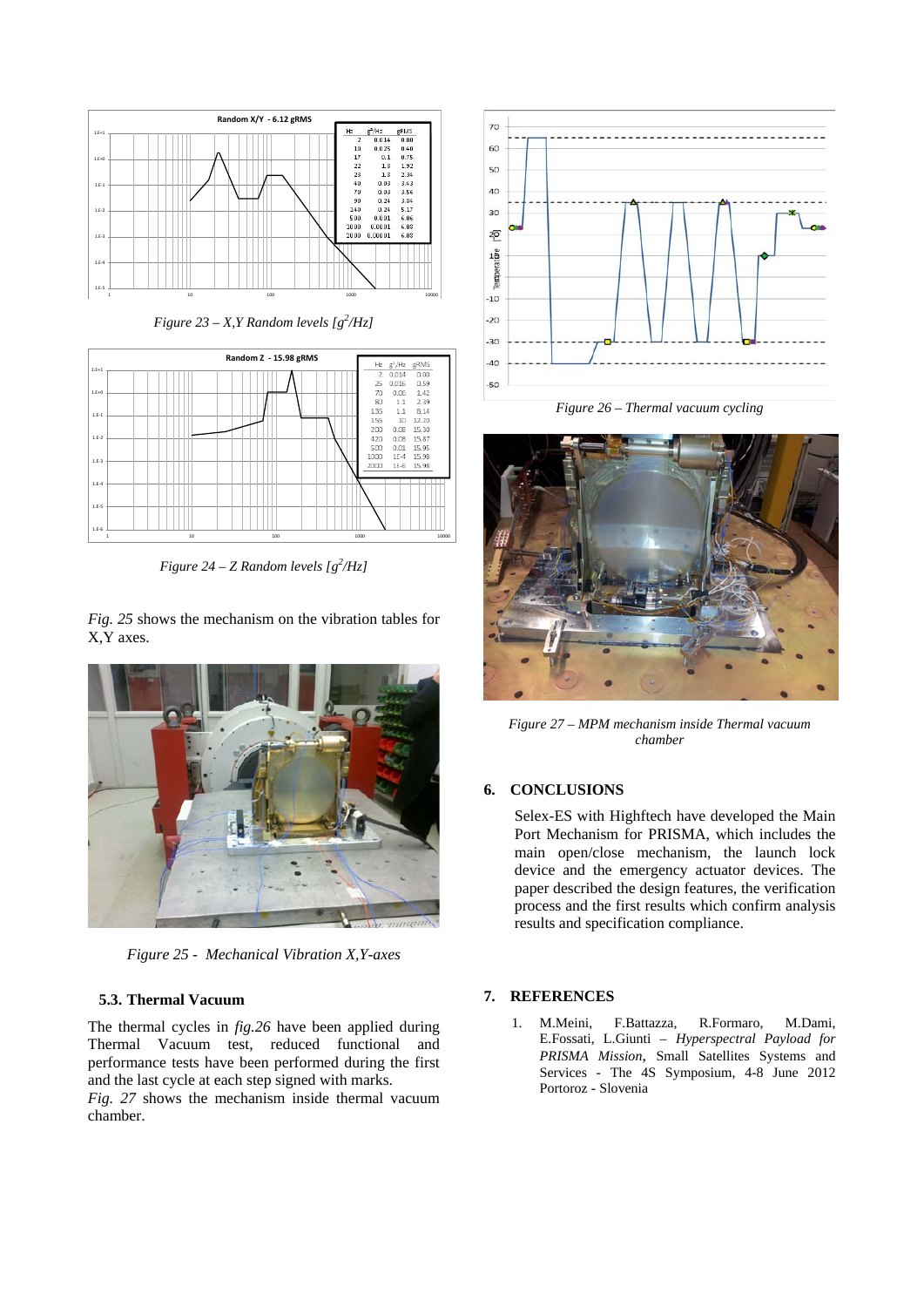Random X/Y - 6.12 gRMS

| Hz | $g^2$/Hz | gRMS |
|---|---|---|
| 2 | 0.014 | 0.00 |
| 10 | 0.025 | 0.40 |
| 17 | 0.1 | 0.75 |
| 22 | 1.8 | 1.92 |
| 23 | 1.8 | 2.34 |
| 40 | 0.03 | 3.43 |
| 70 | 0.03 | 3.56 |
| 90 | 0.24 | 3.84 |
| 140 | 0.24 | 5.17 |
| 500 | 0.001 | 6.06 |
| 1000 | 0.0001 | 6.08 |
| 2000 | 0.00001 | 6.08 |

*Figure 23 – X,Y Random levels [$g^2$/Hz]*

Random Z - 15.98 gRMS

| Hz | $g^2$/Hz | gRMS |
|---|---|---|
| 2 | 0.014 | 0.00 |
| 25 | 0.016 | 0.59 |
| 70 | 0.06 | 1.42 |
| 80 | 1.1 | 2.39 |
| 135 | 1.1 | 8.14 |
| 155 | 10 | 12.20 |
| 200 | 0.08 | 15.30 |
| 420 | 0.08 | 15.87 |
| 500 | 0.01 | 15.95 |
| 1000 | 1E-4 | 15.98 |
| 2000 | 1E-6 | 15.98 |

*Figure 24 – Z Random levels [$g^2$/Hz]*

*Fig. 25* shows the mechanism on the vibration tables for X,Y axes.

*Figure 25 - Mechanical Vibration X,Y-axes*

### 5.3. Thermal Vacuum

The thermal cycles in *fig.26* have been applied during Thermal Vacuum test, reduced functional and performance tests have been performed during the first and the last cycle at each step signed with marks.
*Fig. 27* shows the mechanism inside thermal vacuum chamber.

Temperature [°C]

*Figure 26 – Thermal vacuum cycling*

*Figure 27 – MPM mechanism inside Thermal vacuum chamber*

## 6. CONCLUSIONS

Selex-ES with Highftech have developed the Main Port Mechanism for PRISMA, which includes the main open/close mechanism, the launch lock device and the emergency actuator devices. The paper described the design features, the verification process and the first results which confirm analysis results and specification compliance.

## 7. REFERENCES

1. M.Meini, F.Battazza, R.Formaro, M.Dami, E.Fossati, L.Giunti – *Hyperspectral Payload for PRISMA Mission*, Small Satellites Systems and Services - The 4S Symposium, 4-8 June 2012 Portoroz - Slovenia